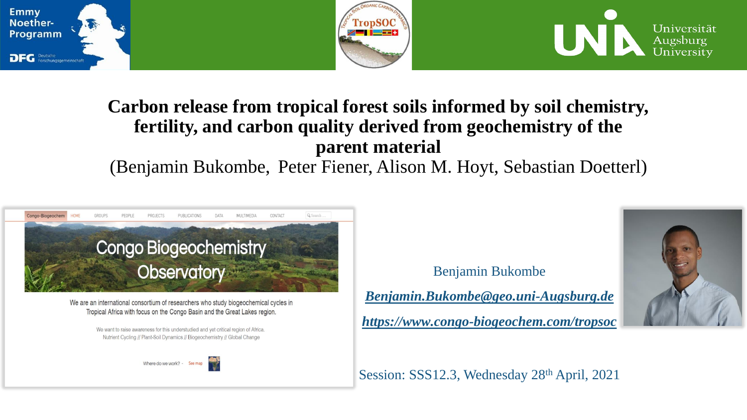# Carbon release from tropical forest soils informed by soil chemistry, fertility, and carbon quality derived from geochemistry of the parent material

(Benjamin Bukombe, Peter Fiener, Alison M. Hoyt, Sebastian Doetterl)

Benjamin Bukombe

***Benjamin.Bukombe@geo.uni-Augsburg.de***

***https://www.congo-biogeochem.com/tropsoc***

Session: SSS12.3, Wednesday 28th April, 2021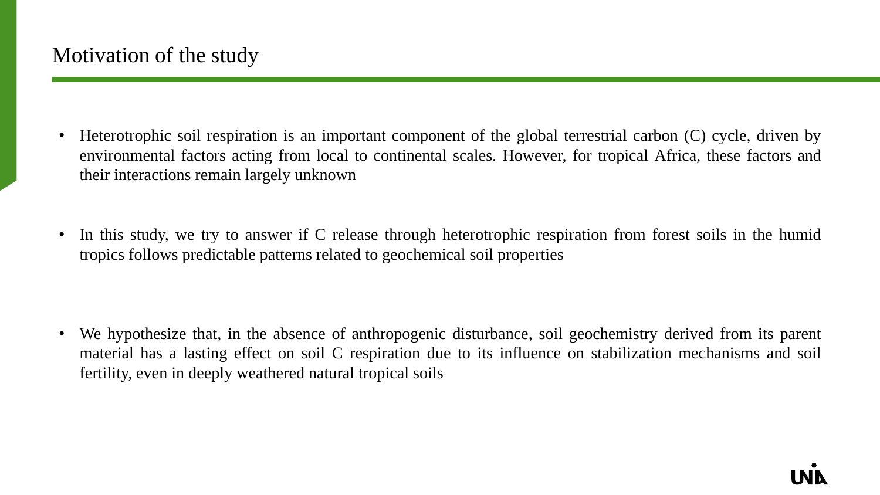# Motivation of the study

- Heterotrophic soil respiration is an important component of the global terrestrial carbon (C) cycle, driven by environmental factors acting from local to continental scales. However, for tropical Africa, these factors and their interactions remain largely unknown

- In this study, we try to answer if C release through heterotrophic respiration from forest soils in the humid tropics follows predictable patterns related to geochemical soil properties

- We hypothesize that, in the absence of anthropogenic disturbance, soil geochemistry derived from its parent material has a lasting effect on soil C respiration due to its influence on stabilization mechanisms and soil fertility, even in deeply weathered natural tropical soils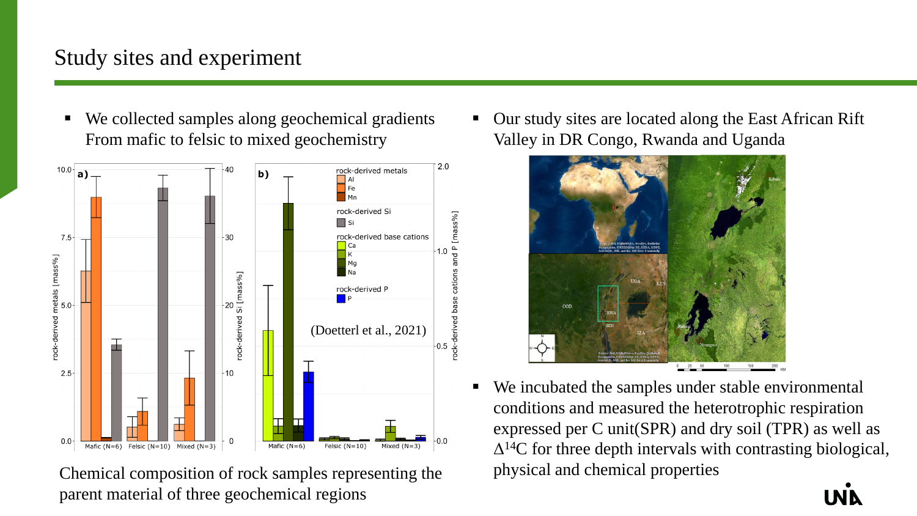# Study sites and experiment

- We collected samples along geochemical gradients From mafic to felsic to mixed geochemistry

a)

rock-derived metals [mass%]

rock-derived Si [mass%]

10.0
7.5
5.0
2.5
0.0

40
30
20
10
0

Mafic (N=6) Felsic (N=10) Mixed (N=3)

b)

rock-derived metals
Al
Fe
Mn

rock-derived Si
Si

rock-derived base cations
Ca
K
Mg
Na

rock-derived P
P

(Doetterl et al., 2021)

rock-derived base cations and P [mass%]

2.0
1.0
0.5
0.0

Mafic (N=6) Felsic (N=10) Mixed (N=3)

Chemical composition of rock samples representing the parent material of three geochemical regions

- Our study sites are located along the East African Rift Valley in DR Congo, Rwanda and Uganda

- We incubated the samples under stable environmental conditions and measured the heterotrophic respiration expressed per C unit(SPR) and dry soil (TPR) as well as $\Delta^{14}C$ for three depth intervals with contrasting biological, physical and chemical properties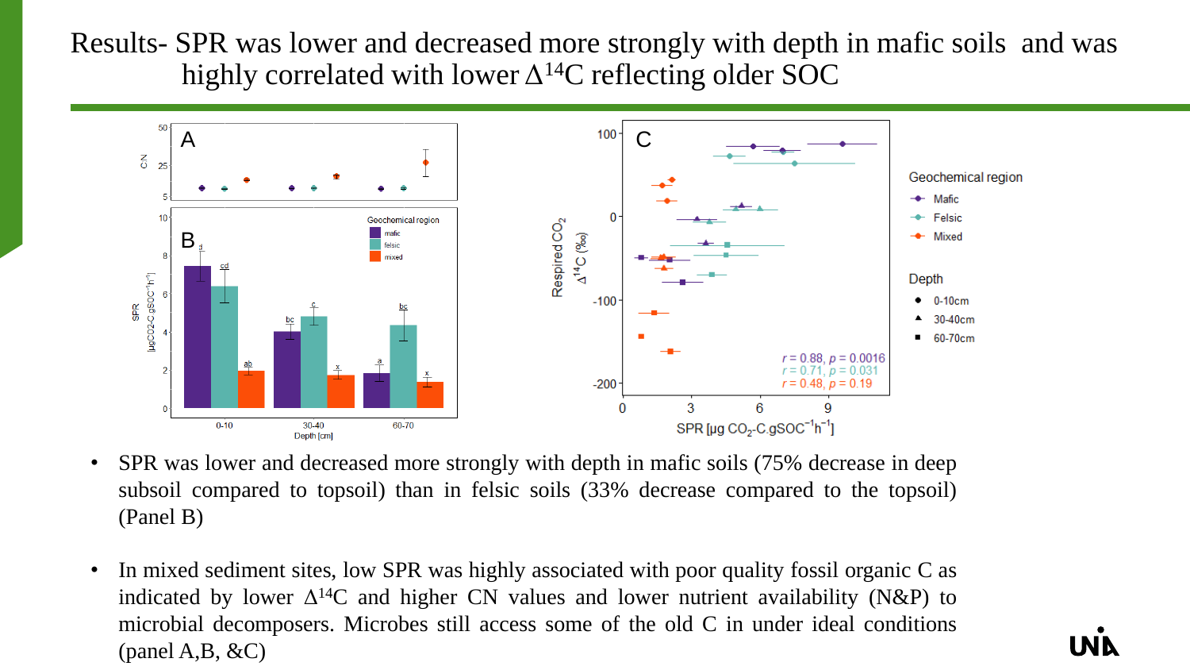# Results- SPR was lower and decreased more strongly with depth in mafic soils and was highly correlated with lower $\Delta^{14}C$ reflecting older SOC

A

CN

50
25
5

B

SPR [µgCO2-C.gSOC⁻¹h⁻¹]

10
8
6
4
2
0

Geochemical region
mafic
felsic
mixed

d
cd
ab
bc
c
x
a
bc
x

0-10
30-40
60-70
Depth [cm]

C

Respired $CO_2$ $\Delta^{14}C$ (‰)

100
0
-100
-200

0
3
6
9

SPR [µg $CO_2$-C.gSOC$^{-1}$h$^{-1}$]

$r = 0.88$, $p = 0.0016$
$r = 0.71$, $p = 0.031$
$r = 0.48$, $p = 0.19$

Geochemical region
Mafic
Felsic
Mixed

Depth
0-10cm
30-40cm
60-70cm

- SPR was lower and decreased more strongly with depth in mafic soils (75% decrease in deep subsoil compared to topsoil) than in felsic soils (33% decrease compared to the topsoil) (Panel B)
- In mixed sediment sites, low SPR was highly associated with poor quality fossil organic C as indicated by lower $\Delta^{14}C$ and higher CN values and lower nutrient availability (N&P) to microbial decomposers. Microbes still access some of the old C in under ideal conditions (panel A,B, &C)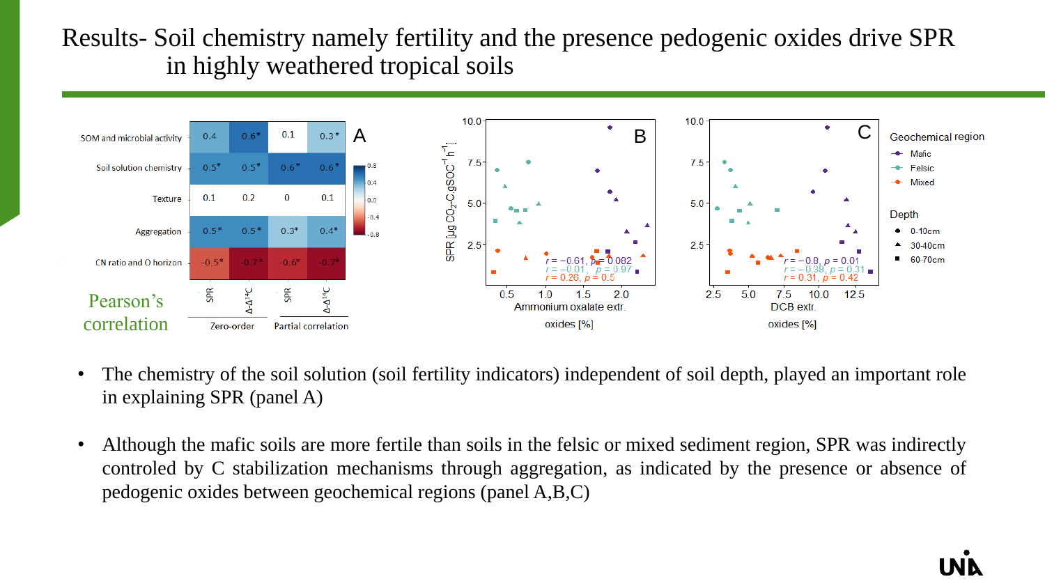# Results- Soil chemistry namely fertility and the presence pedogenic oxides drive SPR in highly weathered tropical soils

A

SOM and microbial activity
0.4
0.6*
0.1
0.3*

Soil solution chemistry
0.5*
0.5*
0.6*
0.6*

Texture
0.1
0.2
0
0.1

Aggregation
0.5*
0.5*
0.3*
0.4*

CN ratio and O horizon
-0.5*
-0.7*
-0.6*
-0.7*

SPR
$\Delta$-$\Delta^{14}$C
SPR
$\Delta$-$\Delta^{14}$C

Zero-order
Partial correlation

0.8
0.4
0.0
-0.4
-0.8

Pearson's correlation

B

SPR [μg $CO_2$-C.gSOC$^{-1}$ h$^{-1}$]

10.0
7.5
5.0
2.5

0.5
1.0
1.5
2.0

Ammonium oxalate extr. oxides [%]

$r = -0.61$, $p = 0.082$
$r = -0.01$, $p = 0.97$
$r = 0.26$, $p = 0.5$

C

10.0
7.5
5.0
2.5

2.5
5.0
7.5
10.0
12.5

DCB extr. oxides [%]

$r = -0.8$, $p = 0.01$
$r = -0.38$, $p = 0.31$
$r = 0.31$, $p = 0.42$

Geochemical region
Mafic
Felsic
Mixed

Depth
0-10cm
30-40cm
60-70cm

- The chemistry of the soil solution (soil fertility indicators) independent of soil depth, played an important role in explaining SPR (panel A)
- Although the mafic soils are more fertile than soils in the felsic or mixed sediment region, SPR was indirectly controled by C stabilization mechanisms through aggregation, as indicated by the presence or absence of pedogenic oxides between geochemical regions (panel A,B,C)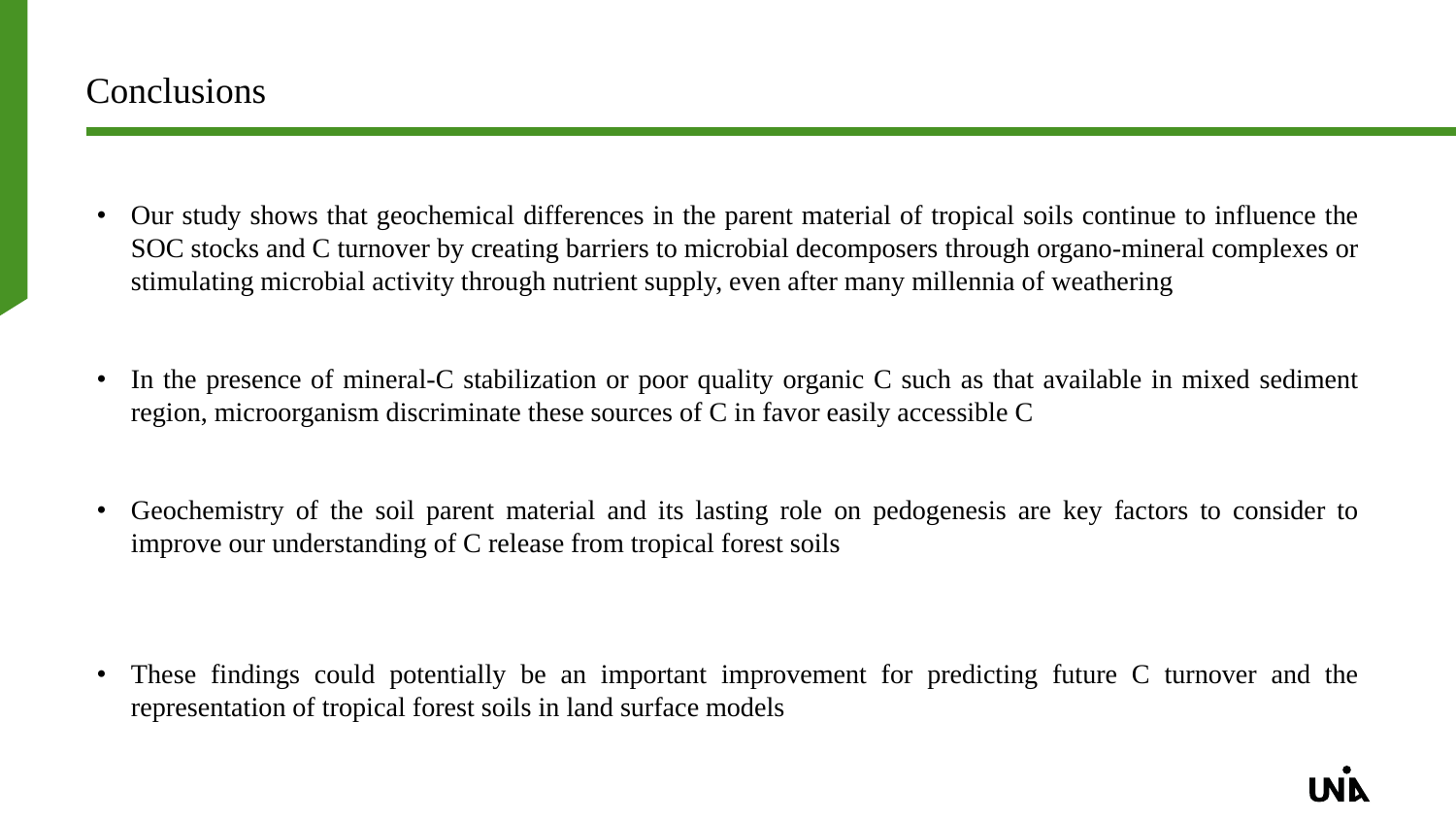## Conclusions

- Our study shows that geochemical differences in the parent material of tropical soils continue to influence the SOC stocks and C turnover by creating barriers to microbial decomposers through organo-mineral complexes or stimulating microbial activity through nutrient supply, even after many millennia of weathering

- In the presence of mineral-C stabilization or poor quality organic C such as that available in mixed sediment region, microorganism discriminate these sources of C in favor easily accessible C

- Geochemistry of the soil parent material and its lasting role on pedogenesis are key factors to consider to improve our understanding of C release from tropical forest soils

- These findings could potentially be an important improvement for predicting future C turnover and the representation of tropical forest soils in land surface models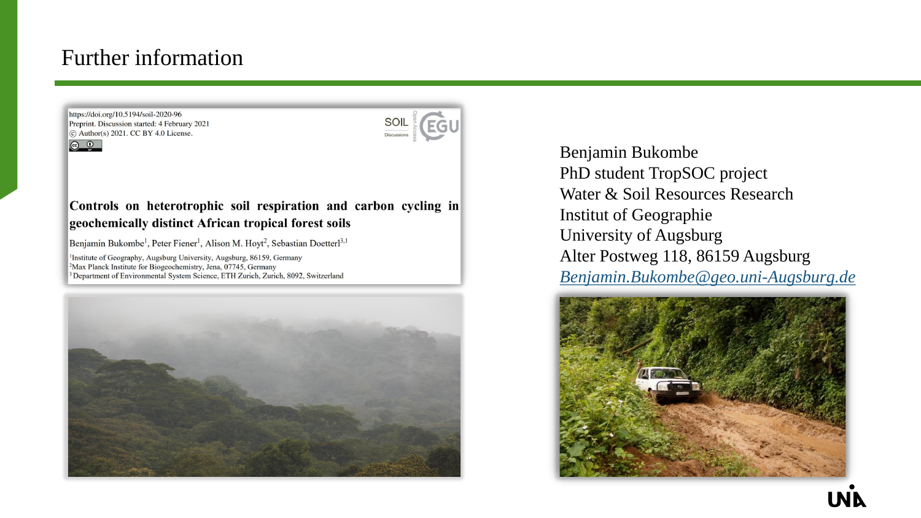# Further information

https://doi.org/10.5194/soil-2020-96
Preprint. Discussion started: 4 February 2021
© Author(s) 2021. CC BY 4.0 License.

SOIL Discussions

**Controls on heterotrophic soil respiration and carbon cycling in geochemically distinct African tropical forest soils**

Benjamin Bukombe[1], Peter Fiener[1], Alison M. Hoyt[2], Sebastian Doetterl[3,1]

[1]Institute of Geography, Augsburg University, Augsburg, 86159, Germany
[2]Max Planck Institute for Biogeochemistry, Jena, 07745, Germany
[3]Department of Environmental System Science, ETH Zurich, Zurich, 8092, Switzerland

Benjamin Bukombe
PhD student TropSOC project
Water & Soil Resources Research
Institute of Geographie
University of Augsburg
Alter Postweg 118, 86159 Augsburg
*Benjamin.Bukombe@geo.uni-Augsburg.de*